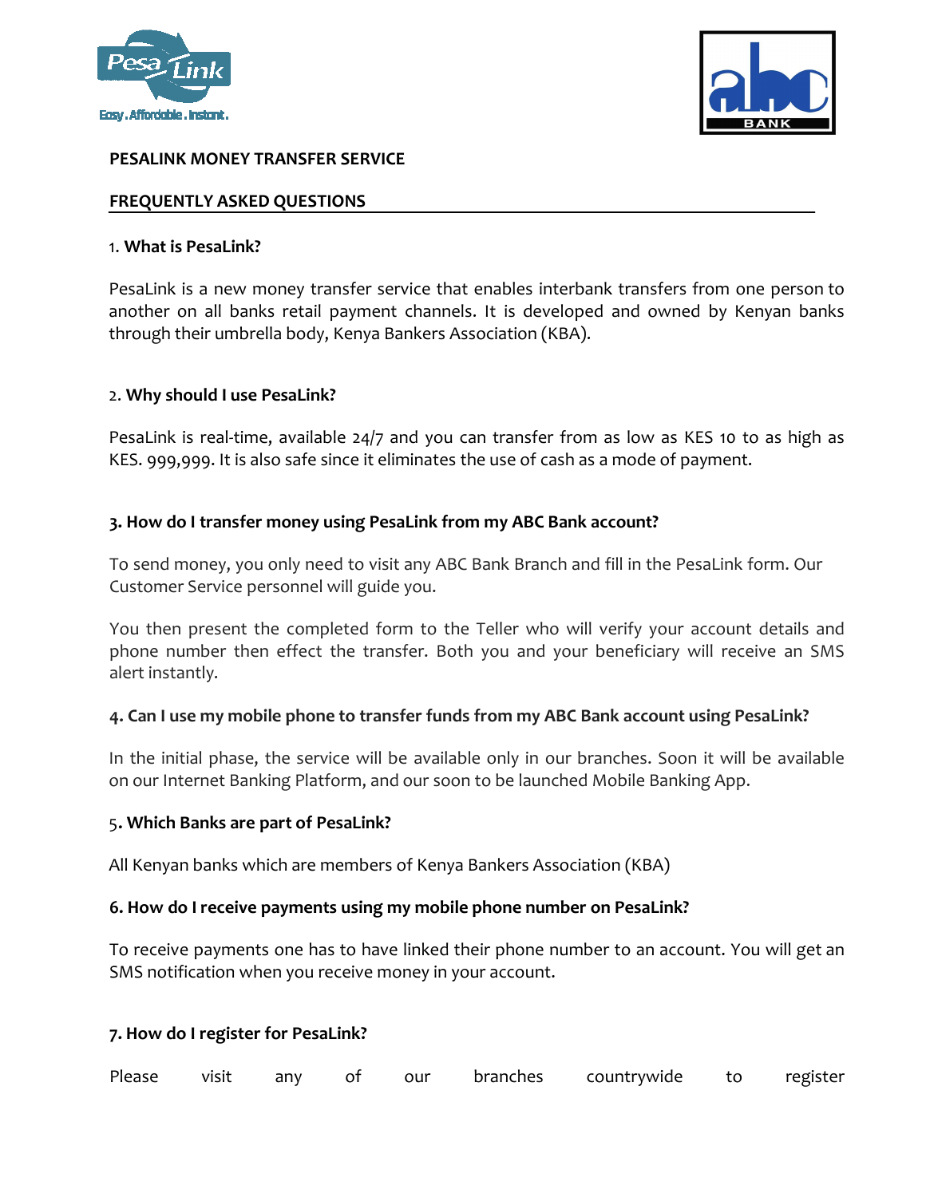**PESALINK MONEY TRANSFER SERVICE**

**FREQUENTLY ASKED QUESTIONS**

1. **What is PesaLink?**

PesaLink is a new money transfer service that enables interbank transfers from one person to another on all banks retail payment channels. It is developed and owned by Kenyan banks through their umbrella body, Kenya Bankers Association (KBA).

2. **Why should I use PesaLink?**

PesaLink is real-time, available 24/7 and you can transfer from as low as KES 10 to as high as KES. 999,999. It is also safe since it eliminates the use of cash as a mode of payment.

**3. How do I transfer money using PesaLink from my ABC Bank account?**

To send money, you only need to visit any ABC Bank Branch and fill in the PesaLink form. Our Customer Service personnel will guide you.

You then present the completed form to the Teller who will verify your account details and phone number then effect the transfer. Both you and your beneficiary will receive an SMS alert instantly.

**4. Can I use my mobile phone to transfer funds from my ABC Bank account using PesaLink?**

In the initial phase, the service will be available only in our branches. Soon it will be available on our Internet Banking Platform, and our soon to be launched Mobile Banking App.

5**. Which Banks are part of PesaLink?**

All Kenyan banks which are members of Kenya Bankers Association (KBA)

**6. How do I receive payments using my mobile phone number on PesaLink?**

To receive payments one has to have linked their phone number to an account. You will get an SMS notification when you receive money in your account.

**7. How do I register for PesaLink?**

Please visit any of our branches countrywide to register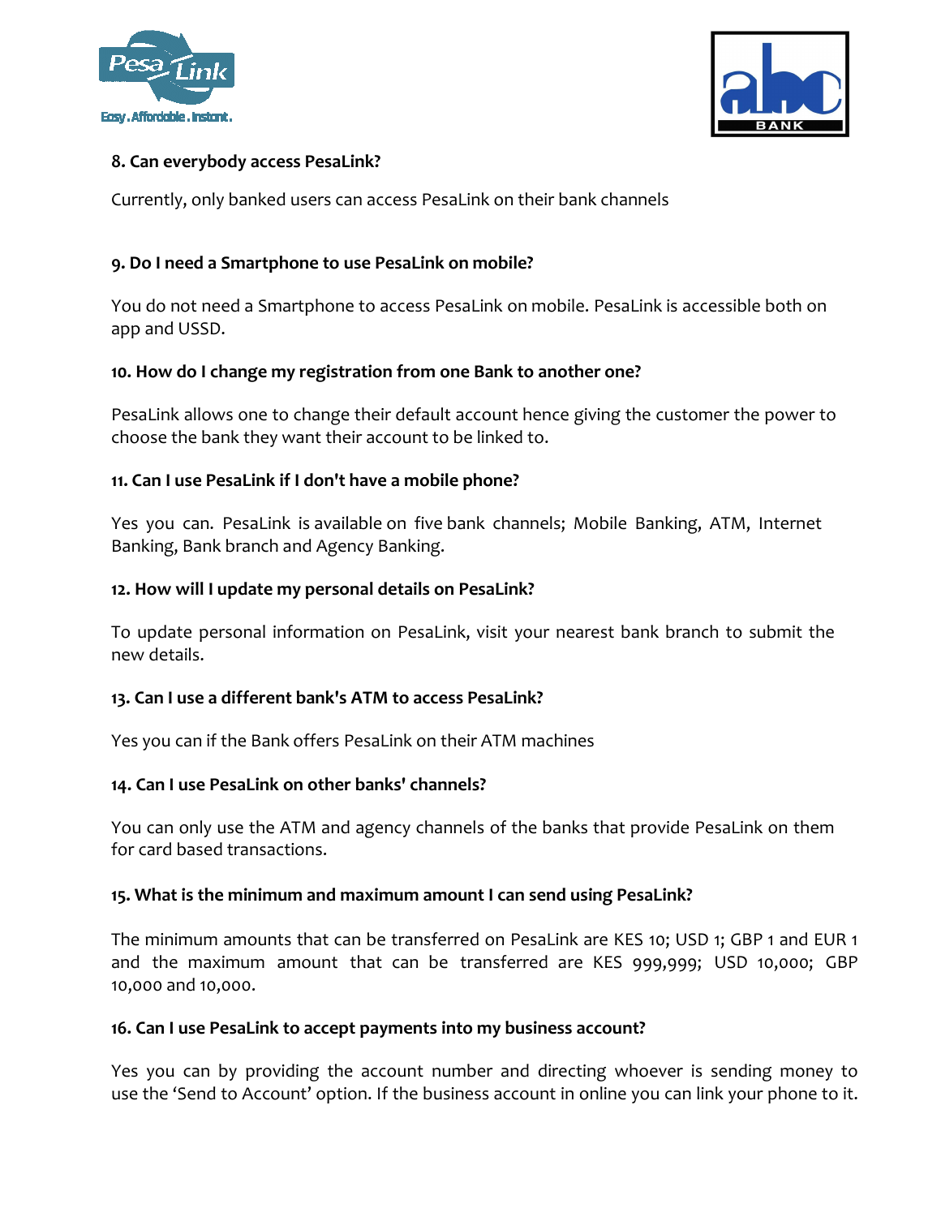**8. Can everybody access PesaLink?**

Currently, only banked users can access PesaLink on their bank channels

**9. Do I need a Smartphone to use PesaLink on mobile?**

You do not need a Smartphone to access PesaLink on mobile. PesaLink is accessible both on app and USSD.

**10. How do I change my registration from one Bank to another one?**

PesaLink allows one to change their default account hence giving the customer the power to choose the bank they want their account to be linked to.

**11. Can I use PesaLink if I don't have a mobile phone?**

Yes you can. PesaLink is available on five bank channels; Mobile Banking, ATM, Internet Banking, Bank branch and Agency Banking.

**12. How will I update my personal details on PesaLink?**

To update personal information on PesaLink, visit your nearest bank branch to submit the new details.

**13. Can I use a different bank's ATM to access PesaLink?**

Yes you can if the Bank offers PesaLink on their ATM machines

**14. Can I use PesaLink on other banks' channels?**

You can only use the ATM and agency channels of the banks that provide PesaLink on them for card based transactions.

**15. What is the minimum and maximum amount I can send using PesaLink?**

The minimum amounts that can be transferred on PesaLink are KES 10; USD 1; GBP 1 and EUR 1 and the maximum amount that can be transferred are KES 999,999; USD 10,000; GBP 10,000 and 10,000.

**16. Can I use PesaLink to accept payments into my business account?**

Yes you can by providing the account number and directing whoever is sending money to use the 'Send to Account' option. If the business account in online you can link your phone to it.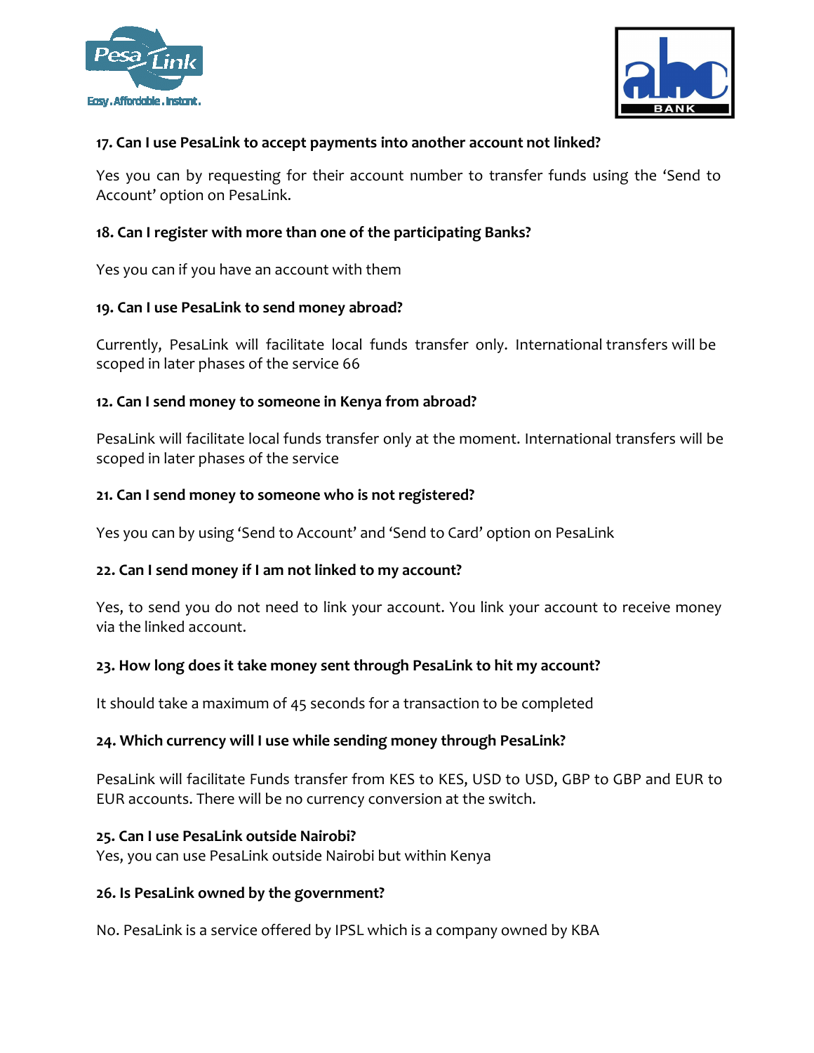**17. Can I use PesaLink to accept payments into another account not linked?**

Yes you can by requesting for their account number to transfer funds using the 'Send to Account' option on PesaLink.

**18. Can I register with more than one of the participating Banks?**

Yes you can if you have an account with them

**19. Can I use PesaLink to send money abroad?**

Currently, PesaLink will facilitate local funds transfer only. International transfers will be scoped in later phases of the service 66

**12. Can I send money to someone in Kenya from abroad?**

PesaLink will facilitate local funds transfer only at the moment. International transfers will be scoped in later phases of the service

**21. Can I send money to someone who is not registered?**

Yes you can by using 'Send to Account' and 'Send to Card' option on PesaLink

**22. Can I send money if I am not linked to my account?**

Yes, to send you do not need to link your account. You link your account to receive money via the linked account.

**23. How long does it take money sent through PesaLink to hit my account?**

It should take a maximum of 45 seconds for a transaction to be completed

**24. Which currency will I use while sending money through PesaLink?**

PesaLink will facilitate Funds transfer from KES to KES, USD to USD, GBP to GBP and EUR to EUR accounts. There will be no currency conversion at the switch.

**25. Can I use PesaLink outside Nairobi?**
Yes, you can use PesaLink outside Nairobi but within Kenya

**26. Is PesaLink owned by the government?**

No. PesaLink is a service offered by IPSL which is a company owned by KBA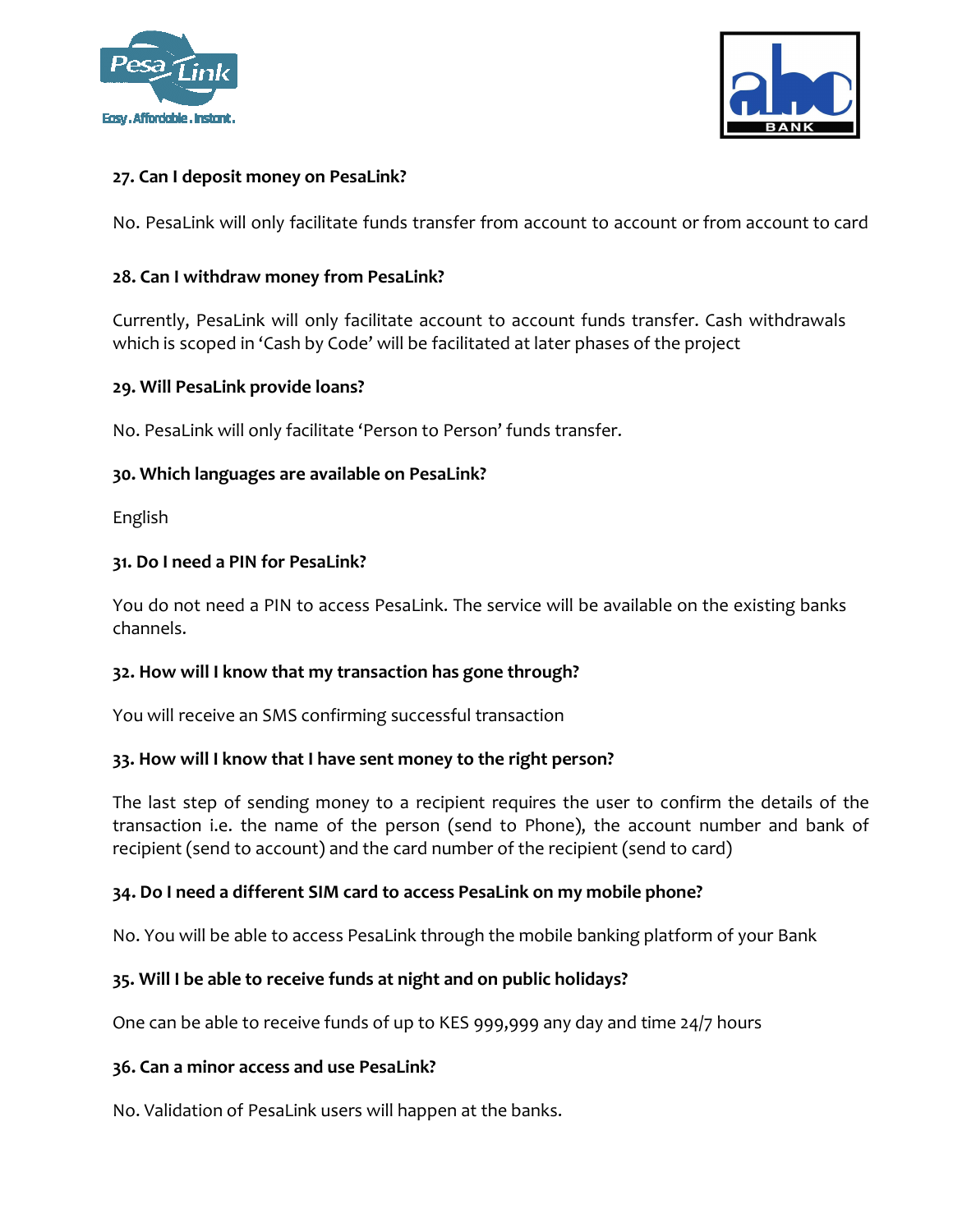**27. Can I deposit money on PesaLink?**

No. PesaLink will only facilitate funds transfer from account to account or from account to card

**28. Can I withdraw money from PesaLink?**

Currently, PesaLink will only facilitate account to account funds transfer. Cash withdrawals which is scoped in 'Cash by Code' will be facilitated at later phases of the project

**29. Will PesaLink provide loans?**

No. PesaLink will only facilitate 'Person to Person' funds transfer.

**30. Which languages are available on PesaLink?**

English

**31. Do I need a PIN for PesaLink?**

You do not need a PIN to access PesaLink. The service will be available on the existing banks channels.

**32. How will I know that my transaction has gone through?**

You will receive an SMS confirming successful transaction

**33. How will I know that I have sent money to the right person?**

The last step of sending money to a recipient requires the user to confirm the details of the transaction i.e. the name of the person (send to Phone), the account number and bank of recipient (send to account) and the card number of the recipient (send to card)

**34. Do I need a different SIM card to access PesaLink on my mobile phone?**

No. You will be able to access PesaLink through the mobile banking platform of your Bank

**35. Will I be able to receive funds at night and on public holidays?**

One can be able to receive funds of up to KES 999,999 any day and time 24/7 hours

**36. Can a minor access and use PesaLink?**

No. Validation of PesaLink users will happen at the banks.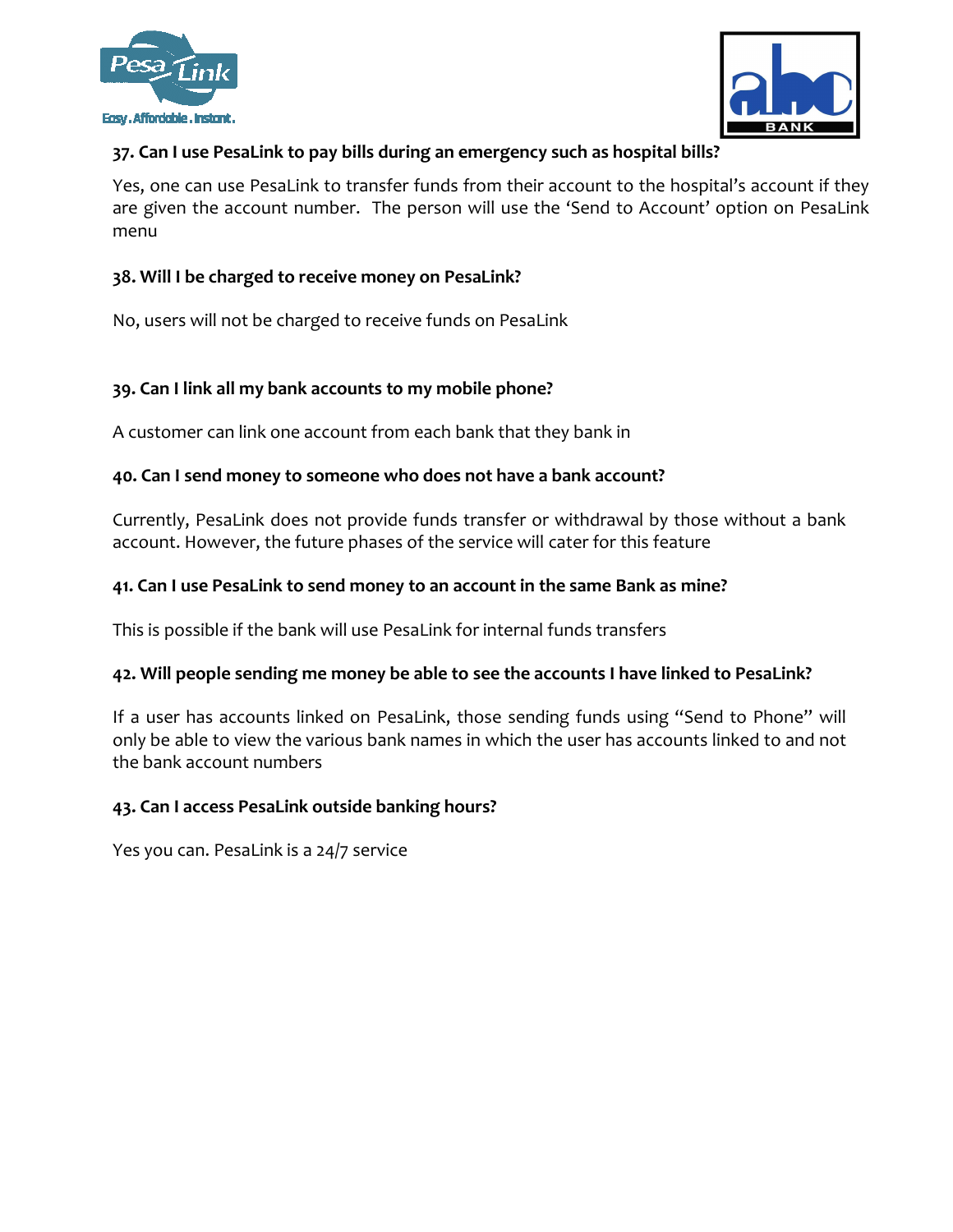**37. Can I use PesaLink to pay bills during an emergency such as hospital bills?**

Yes, one can use PesaLink to transfer funds from their account to the hospital's account if they are given the account number. The person will use the 'Send to Account' option on PesaLink menu

**38. Will I be charged to receive money on PesaLink?**

No, users will not be charged to receive funds on PesaLink

**39. Can I link all my bank accounts to my mobile phone?**

A customer can link one account from each bank that they bank in

**40. Can I send money to someone who does not have a bank account?**

Currently, PesaLink does not provide funds transfer or withdrawal by those without a bank account. However, the future phases of the service will cater for this feature

**41. Can I use PesaLink to send money to an account in the same Bank as mine?**

This is possible if the bank will use PesaLink for internal funds transfers

**42. Will people sending me money be able to see the accounts I have linked to PesaLink?**

If a user has accounts linked on PesaLink, those sending funds using "Send to Phone" will only be able to view the various bank names in which the user has accounts linked to and not the bank account numbers

**43. Can I access PesaLink outside banking hours?**

Yes you can. PesaLink is a 24/7 service